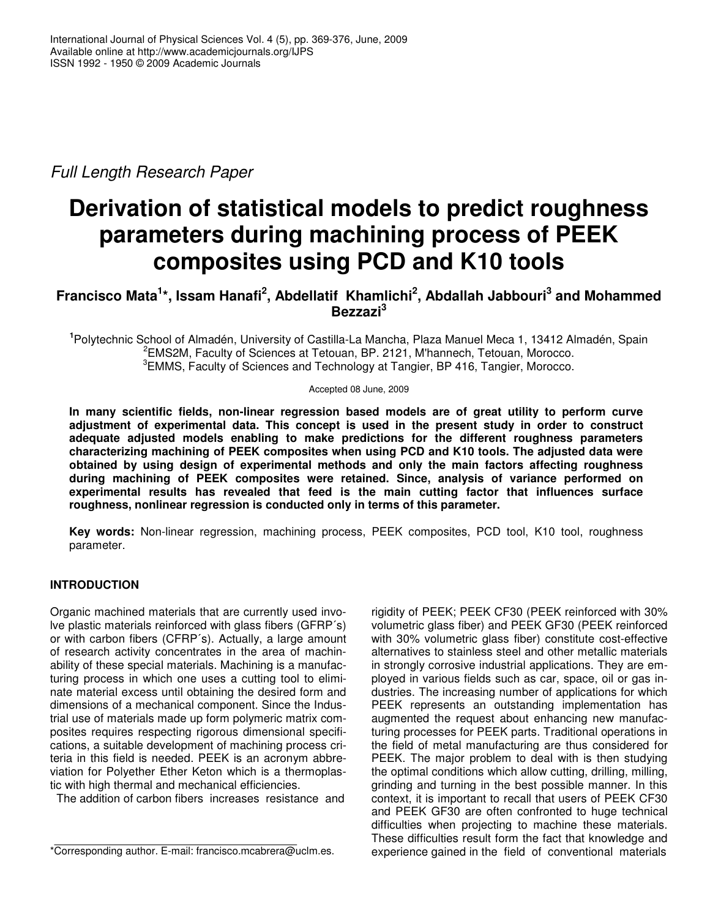*Full Length Research Paper*

# Derivation of statistical models to predict roughness parameters during machining process of PEEK composites using PCD and K10 tools

**Francisco Mata[1]\*, Issam Hanafi[2], Abdellatif Khamlichi[2], Abdallah Jabbouri[3] and Mohammed Bezzazi[3]**

[1]Polytechnic School of Almadén, University of Castilla-La Mancha, Plaza Manuel Meca 1, 13412 Almadén, Spain
[2]EMS2M, Faculty of Sciences at Tetouan, BP. 2121, M'hannech, Tetouan, Morocco.
[3]EMMS, Faculty of Sciences and Technology at Tangier, BP 416, Tangier, Morocco.

Accepted 08 June, 2009

**In many scientific fields, non-linear regression based models are of great utility to perform curve adjustment of experimental data. This concept is used in the present study in order to construct adequate adjusted models enabling to make predictions for the different roughness parameters characterizing machining of PEEK composites when using PCD and K10 tools. The adjusted data were obtained by using design of experimental methods and only the main factors affecting roughness during machining of PEEK composites were retained. Since, analysis of variance performed on experimental results has revealed that feed is the main cutting factor that influences surface roughness, nonlinear regression is conducted only in terms of this parameter.**

**Key words:** Non-linear regression, machining process, PEEK composites, PCD tool, K10 tool, roughness parameter.

## INTRODUCTION

Organic machined materials that are currently used involve plastic materials reinforced with glass fibers (GFRP´s) or with carbon fibers (CFRP´s). Actually, a large amount of research activity concentrates in the area of machinability of these special materials. Machining is a manufacturing process in which one uses a cutting tool to eliminate material excess until obtaining the desired form and dimensions of a mechanical component. Since the Industrial use of materials made up form polymeric matrix composites requires respecting rigorous dimensional specifications, a suitable development of machining process criteria in this field is needed. PEEK is an acronym abbreviation for Polyether Ether Keton which is a thermoplastic with high thermal and mechanical efficiencies.

The addition of carbon fibers increases resistance and rigidity of PEEK; PEEK CF30 (PEEK reinforced with 30% volumetric glass fiber) and PEEK GF30 (PEEK reinforced with 30% volumetric glass fiber) constitute cost-effective alternatives to stainless steel and other metallic materials in strongly corrosive industrial applications. They are employed in various fields such as car, space, oil or gas industries. The increasing number of applications for which PEEK represents an outstanding implementation has augmented the request about enhancing new manufacturing processes for PEEK parts. Traditional operations in the field of metal manufacturing are thus considered for PEEK. The major problem to deal with is then studying the optimal conditions which allow cutting, drilling, milling, grinding and turning in the best possible manner. In this context, it is important to recall that users of PEEK CF30 and PEEK GF30 are often confronted to huge technical difficulties when projecting to machine these materials. These difficulties result form the fact that knowledge and experience gained in the field of conventional materials

\*Corresponding author. E-mail: francisco.mcabrera@uclm.es.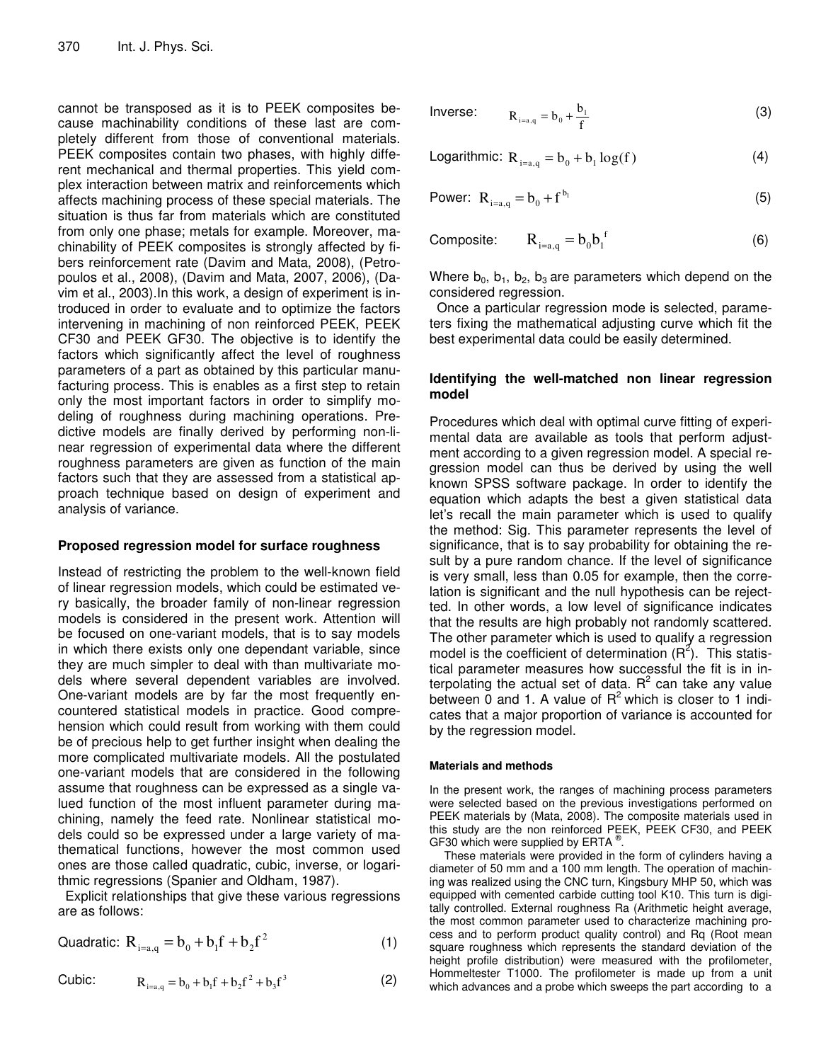cannot be transposed as it is to PEEK composites because machinability conditions of these last are completely different from those of conventional materials. PEEK composites contain two phases, with highly different mechanical and thermal properties. This yield complex interaction between matrix and reinforcements which affects machining process of these special materials. The situation is thus far from materials which are constituted from only one phase; metals for example. Moreover, machinability of PEEK composites is strongly affected by fibers reinforcement rate (Davim and Mata, 2008), (Petropoulos et al., 2008), (Davim and Mata, 2007, 2006), (Davim et al., 2003).In this work, a design of experiment is introduced in order to evaluate and to optimize the factors intervening in machining of non reinforced PEEK, PEEK CF30 and PEEK GF30. The objective is to identify the factors which significantly affect the level of roughness parameters of a part as obtained by this particular manufacturing process. This is enables as a first step to retain only the most important factors in order to simplify modeling of roughness during machining operations. Predictive models are finally derived by performing non-linear regression of experimental data where the different roughness parameters are given as function of the main factors such that they are assessed from a statistical approach technique based on design of experiment and analysis of variance.

## Proposed regression model for surface roughness

Instead of restricting the problem to the well-known field of linear regression models, which could be estimated very basically, the broader family of non-linear regression models is considered in the present work. Attention will be focused on one-variant models, that is to say models in which there exists only one dependant variable, since they are much simpler to deal with than multivariate models where several dependent variables are involved. One-variant models are by far the most frequently encountered statistical models in practice. Good comprehension which could result from working with them could be of precious help to get further insight when dealing the more complicated multivariate models. All the postulated one-variant models that are considered in the following assume that roughness can be expressed as a single valued function of the most influent parameter during machining, namely the feed rate. Nonlinear statistical models could so be expressed under a large variety of mathematical functions, however the most common used ones are those called quadratic, cubic, inverse, or logarithmic regressions (Spanier and Oldham, 1987).

Explicit relationships that give these various regressions are as follows:

Quadratic: $$R_{i=a,q} = b_0 + b_1 f + b_2 f^2 \quad (1)$$

Cubic: $$R_{i=a,q} = b_0 + b_1 f + b_2 f^2 + b_3 f^3 \quad (2)$$

Inverse: $$R_{i=a,q} = b_0 + \frac{b_1}{f} \quad (3)$$

Logarithmic: $$R_{i=a,q} = b_0 + b_1 \log(f) \quad (4)$$

Power: $$R_{i=a,q} = b_0 + f^{b_1} \quad (5)$$

Composite: $$R_{i=a,q} = b_0 b_1^{\,f} \quad (6)$$

Where $b_0$, $b_1$, $b_2$, $b_3$ are parameters which depend on the considered regression.

Once a particular regression mode is selected, parameters fixing the mathematical adjusting curve which fit the best experimental data could be easily determined.

## Identifying the well-matched non linear regression model

Procedures which deal with optimal curve fitting of experimental data are available as tools that perform adjustment according to a given regression model. A special regression model can thus be derived by using the well known SPSS software package. In order to identify the equation which adapts the best a given statistical data let's recall the main parameter which is used to qualify the method: Sig. This parameter represents the level of significance, that is to say probability for obtaining the result by a pure random chance. If the level of significance is very small, less than 0.05 for example, then the correlation is significant and the null hypothesis can be rejected. In other words, a low level of significance indicates that the results are high probably not randomly scattered. The other parameter which is used to qualify a regression model is the coefficient of determination ($R^2$). This statistical parameter measures how successful the fit is in interpolating the actual set of data. $R^2$ can take any value between 0 and 1. A value of $R^2$ which is closer to 1 indicates that a major proportion of variance is accounted for by the regression model.

### Materials and methods

In the present work, the ranges of machining process parameters were selected based on the previous investigations performed on PEEK materials by (Mata, 2008). The composite materials used in this study are the non reinforced PEEK, PEEK CF30, and PEEK GF30 which were supplied by ERTA ®.

These materials were provided in the form of cylinders having a diameter of 50 mm and a 100 mm length. The operation of machining was realized using the CNC turn, Kingsbury MHP 50, which was equipped with cemented carbide cutting tool K10. This turn is digitally controlled. External roughness Ra (Arithmetic height average, the most common parameter used to characterize machining process and to perform product quality control) and Rq (Root mean square roughness which represents the standard deviation of the height profile distribution) were measured with the profilometer, Hommeltester T1000. The profilometer is made up from a unit which advances and a probe which sweeps the part according to a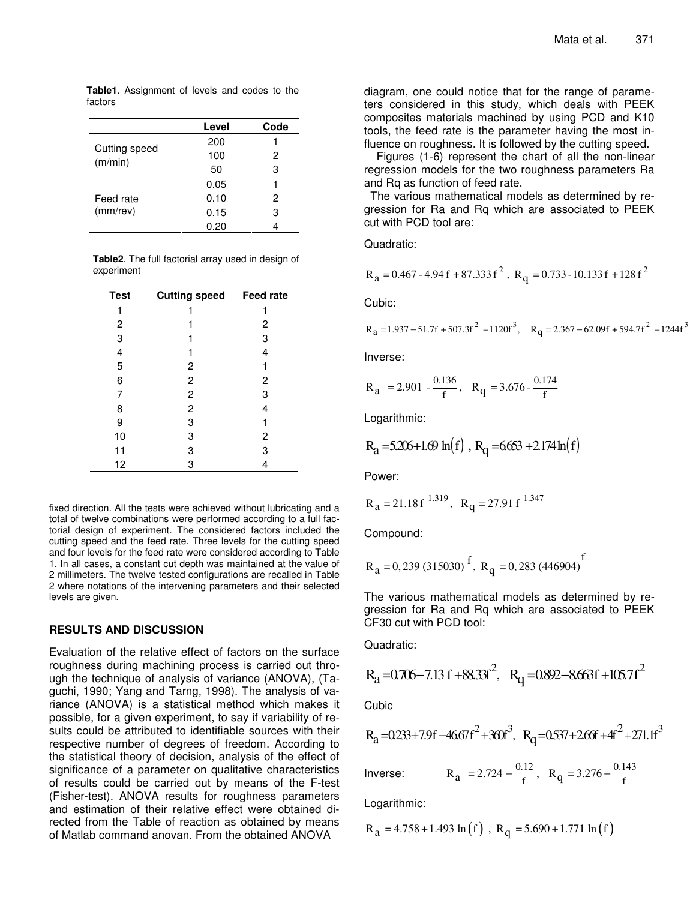**Table1**. Assignment of levels and codes to the factors

| | Level | Code |
|---|---|---|
| Cutting speed (m/min) | 200 | 1 |
| | 100 | 2 |
| | 50 | 3 |
| Feed rate (mm/rev) | 0.05 | 1 |
| | 0.10 | 2 |
| | 0.15 | 3 |
| | 0.20 | 4 |

**Table2**. The full factorial array used in design of experiment

| Test | Cutting speed | Feed rate |
|---|---|---|
| 1 | 1 | 1 |
| 2 | 1 | 2 |
| 3 | 1 | 3 |
| 4 | 1 | 4 |
| 5 | 2 | 1 |
| 6 | 2 | 2 |
| 7 | 2 | 3 |
| 8 | 2 | 4 |
| 9 | 3 | 1 |
| 10 | 3 | 2 |
| 11 | 3 | 3 |
| 12 | 3 | 4 |

fixed direction. All the tests were achieved without lubricating and a total of twelve combinations were performed according to a full factorial design of experiment. The considered factors included the cutting speed and the feed rate. Three levels for the cutting speed and four levels for the feed rate were considered according to Table 1. In all cases, a constant cut depth was maintained at the value of 2 millimeters. The twelve tested configurations are recalled in Table 2 where notations of the intervening parameters and their selected levels are given.

## RESULTS AND DISCUSSION

Evaluation of the relative effect of factors on the surface roughness during machining process is carried out through the technique of analysis of variance (ANOVA), (Taguchi, 1990; Yang and Tarng, 1998). The analysis of variance (ANOVA) is a statistical method which makes it possible, for a given experiment, to say if variability of results could be attributed to identifiable sources with their respective number of degrees of freedom. According to the statistical theory of decision, analysis of the effect of significance of a parameter on qualitative characteristics of results could be carried out by means of the F-test (Fisher-test). ANOVA results for roughness parameters and estimation of their relative effect were obtained directed from the Table of reaction as obtained by means of Matlab command anovan. From the obtained ANOVA diagram, one could notice that for the range of parameters considered in this study, which deals with PEEK composites materials machined by using PCD and K10 tools, the feed rate is the parameter having the most influence on roughness. It is followed by the cutting speed.

Figures (1-6) represent the chart of all the non-linear regression models for the two roughness parameters Ra and Rq as function of feed rate.

The various mathematical models as determined by regression for Ra and Rq which are associated to PEEK cut with PCD tool are:

Quadratic:

$$R_a = 0.467 - 4.94\,f + 87.333\,f^2,\quad R_q = 0.733 - 10.133\,f + 128\,f^2$$

Cubic:

$$R_a = 1.937 - 51.7f + 507.3f^2 - 1120f^3,\quad R_q = 2.367 - 62.09f + 594.7f^2 - 1244f^3$$

Inverse:

$$R_a = 2.901 - \frac{0.136}{f},\quad R_q = 3.676 - \frac{0.174}{f}$$

Logarithmic:

$$R_a = 5.206 + 1.69\,\ln(f),\quad R_q = 6.653 + 2.174\ln(f)$$

Power:

$$R_a = 21.18\,f^{\,1.319},\quad R_q = 27.91\,f^{\,1.347}$$

Compound:

$$R_a = 0{,}239\,(315030)^{\,f},\quad R_q = 0{,}283\,(446904)^{\,f}$$

The various mathematical models as determined by regression for Ra and Rq which are associated to PEEK CF30 cut with PCD tool:

Quadratic:

$$R_a = 0.706 - 7.13\,f + 88.33f^2,\quad R_q = 0.892 - 8.663f + 105.7f^2$$

Cubic

$$R_a = 0.233 + 7.9f - 46.67f^2 + 360f^3,\quad R_q = 0.537 + 2.66f + 4f^2 + 271.1f^3$$

Inverse:

$$R_a = 2.724 - \frac{0.12}{f},\quad R_q = 3.276 - \frac{0.143}{f}$$

Logarithmic:

$$R_a = 4.758 + 1.493\,\ln(f),\quad R_q = 5.690 + 1.771\,\ln(f)$$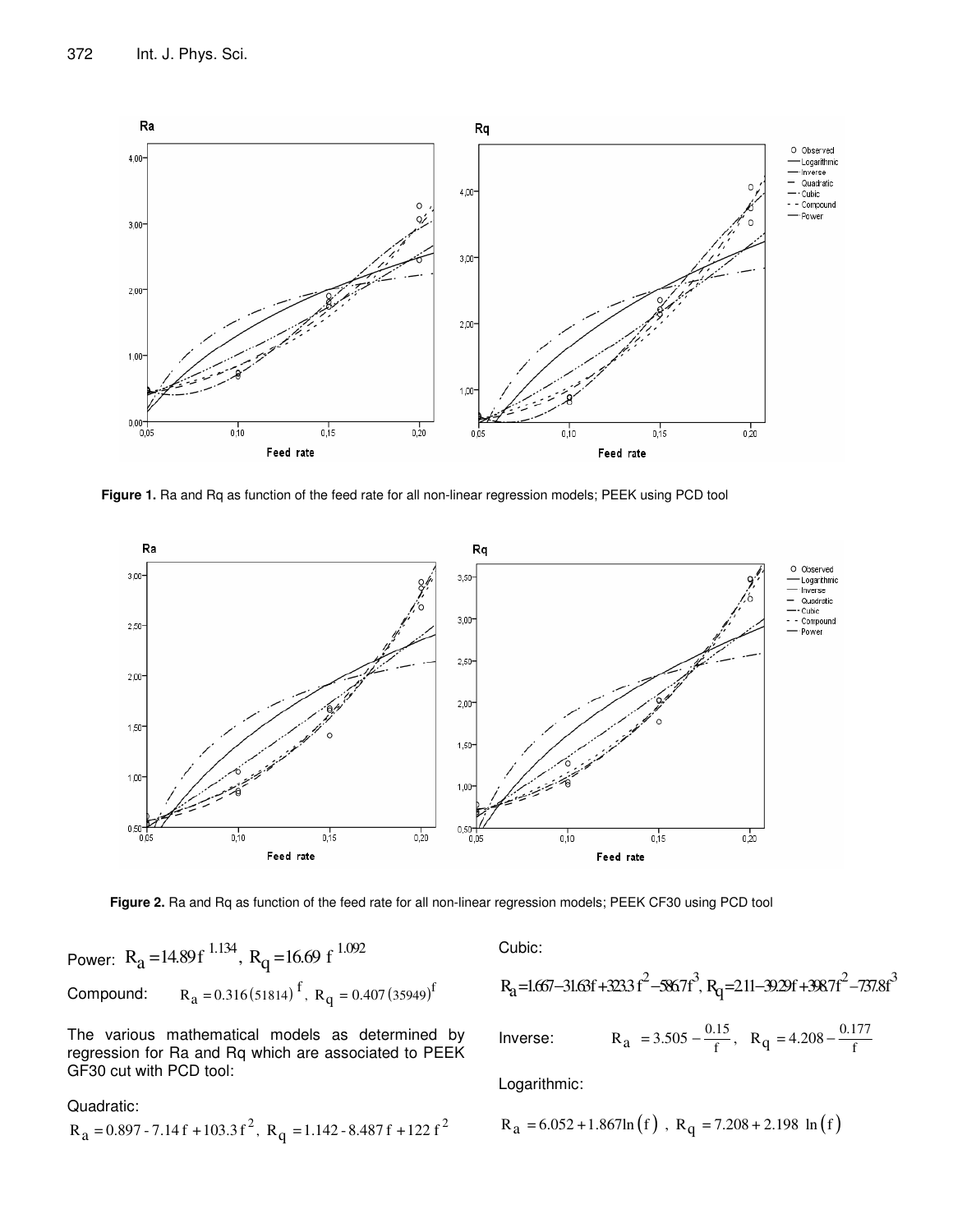**Figure 1.** Ra and Rq as function of the feed rate for all non-linear regression models; PEEK using PCD tool

**Figure 2.** Ra and Rq as function of the feed rate for all non-linear regression models; PEEK CF30 using PCD tool

Power: $R_a = 14.89 f^{1.134}$, $R_q = 16.69 f^{1.092}$

Compound: $R_a = 0.316(51814)^f$, $R_q = 0.407(35949)^f$

The various mathematical models as determined by regression for Ra and Rq which are associated to PEEK GF30 cut with PCD tool:

Quadratic:

$R_a = 0.897 - 7.14 f + 103.3 f^2$, $R_q = 1.142 - 8.487 f + 122 f^2$

Cubic:

$R_a = 1.667 - 31.63 f + 323.3 f^2 - 586.7 f^3$, $R_q = 2.11 - 39.29 f + 398.7 f^2 - 737.8 f^3$

Inverse: $R_a = 3.505 - \frac{0.15}{f}$, $R_q = 4.208 - \frac{0.177}{f}$

Logarithmic:

$R_a = 6.052 + 1.867 \ln(f)$, $R_q = 7.208 + 2.198 \ln(f)$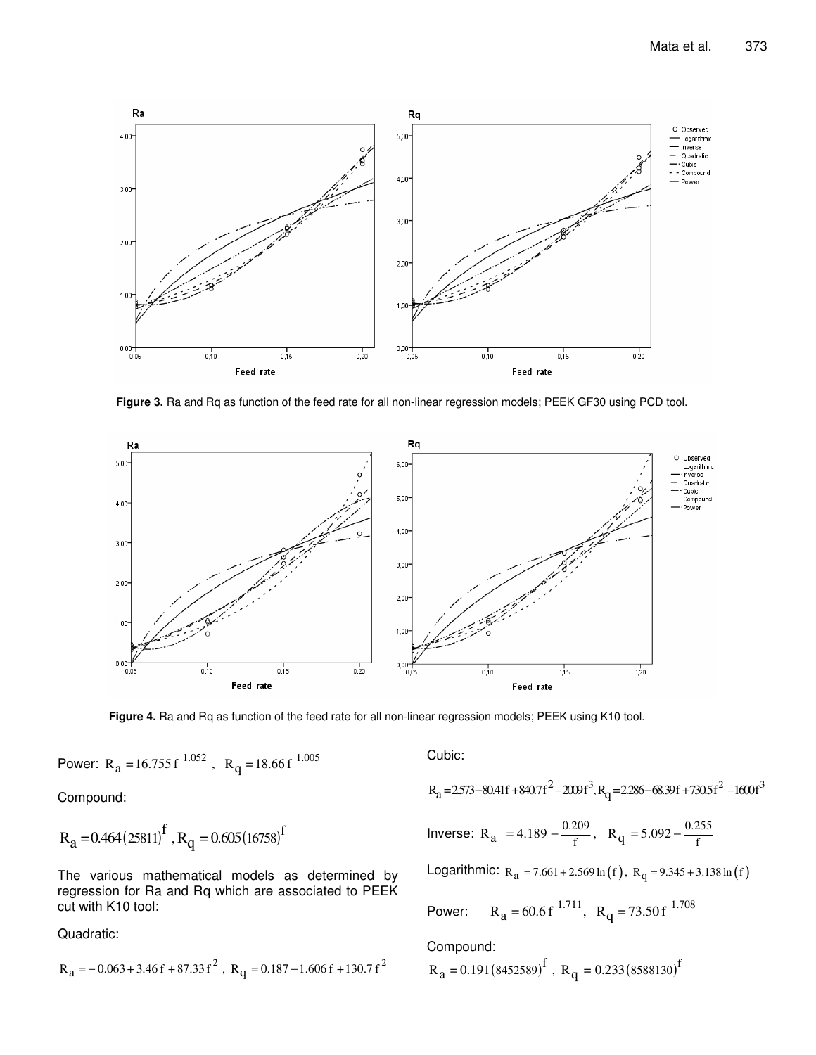Figure 3. Ra and Rq as function of the feed rate for all non-linear regression models; PEEK GF30 using PCD tool.

Figure 4. Ra and Rq as function of the feed rate for all non-linear regression models; PEEK using K10 tool.

Power: $R_a = 16.755\, f^{\,1.052}$ , $R_q = 18.66\, f^{\,1.005}$

Compound:

$$R_a = 0.464(25811)^f, R_q = 0.605(16758)^f$$

The various mathematical models as determined by regression for Ra and Rq which are associated to PEEK cut with K10 tool:

Quadratic:

$$R_a = -0.063 + 3.46\, f + 87.33\, f^2, \quad R_q = 0.187 - 1.606\, f + 130.7\, f^2$$

Cubic:

$$R_a = 2.573 - 80.41f + 840.7f^2 - 2009f^3, R_q = 2.286 - 68.39f + 730.5f^2 - 1600f^3$$

Inverse: $R_a = 4.189 - \frac{0.209}{f}$, $R_q = 5.092 - \frac{0.255}{f}$

Logarithmic: $R_a = 7.661 + 2.569 \ln(f)$, $R_q = 9.345 + 3.138 \ln(f)$

Power: $R_a = 60.6\, f^{\,1.711}$, $R_q = 73.50\, f^{\,1.708}$

Compound:

$$R_a = 0.191(8452589)^f, \quad R_q = 0.233(8588130)^f$$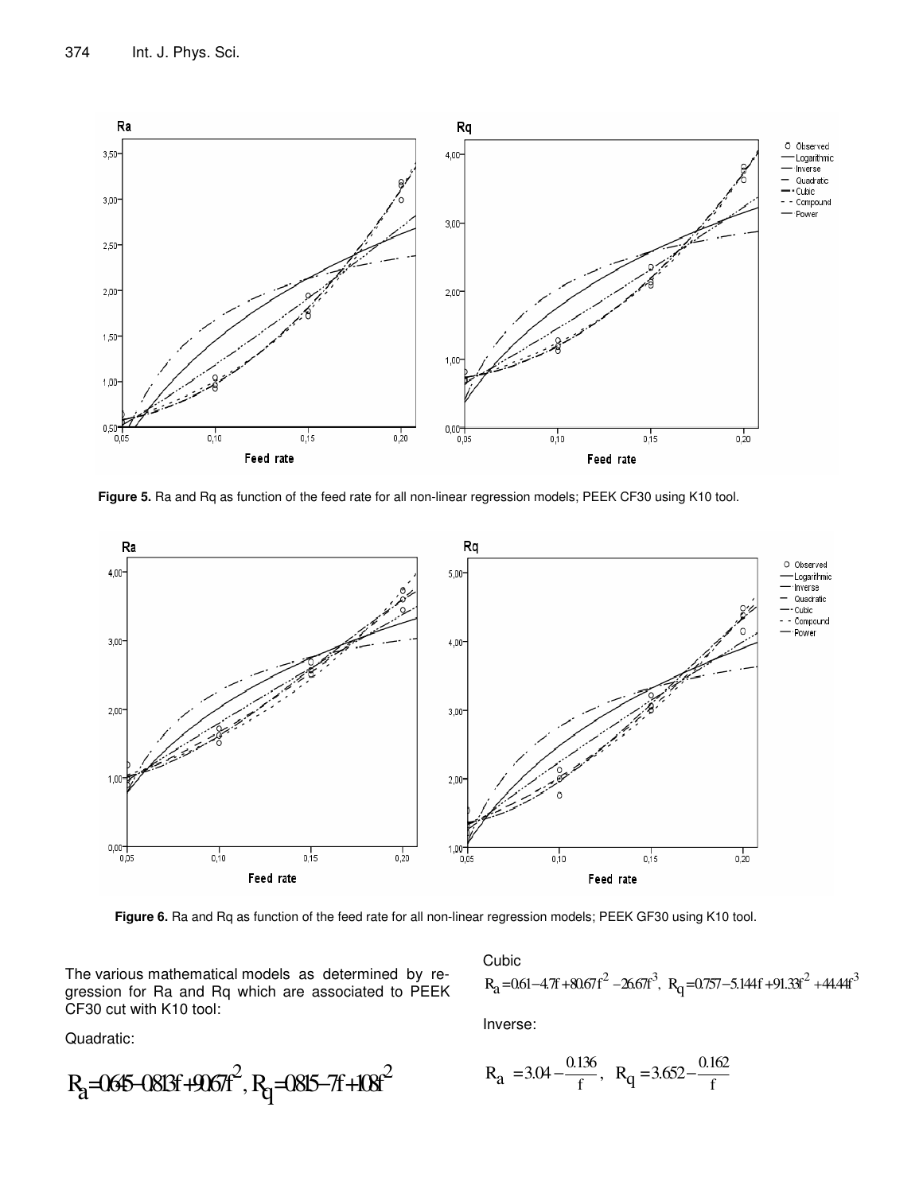Figure 5. Ra and Rq as function of the feed rate for all non-linear regression models; PEEK CF30 using K10 tool.

Figure 6. Ra and Rq as function of the feed rate for all non-linear regression models; PEEK GF30 using K10 tool.

The various mathematical models as determined by regression for Ra and Rq which are associated to PEEK CF30 cut with K10 tool:

Quadratic:

$$R_a = 0.645 - 0.813f + 90.67f^2, \; R_q = 0.815 - 7f + 108f^2$$

Cubic

$$R_a = 0.61 - 4.7f + 80.67f^2 - 26.67f^3, \; R_q = 0.757 - 5.144f + 91.33f^2 + 44.44f^3$$

Inverse:

$$R_a = 3.04 - \frac{0.136}{f}, \; R_q = 3.652 - \frac{0.162}{f}$$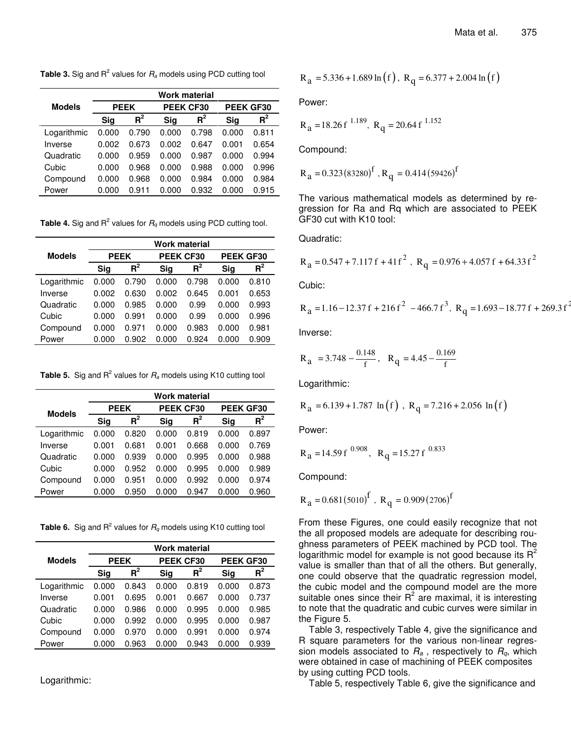**Table 3.** Sig and $R^2$ values for $R_a$ models using PCD cutting tool

| Models | Work material | | | | | |
|---|---|---|---|---|---|---|
| | PEEK | | PEEK CF30 | | PEEK GF30 | |
| | Sig | $R^2$ | Sig | $R^2$ | Sig | $R^2$ |
| Logarithmic | 0.000 | 0.790 | 0.000 | 0.798 | 0.000 | 0.811 |
| Inverse | 0.002 | 0.673 | 0.002 | 0.647 | 0.001 | 0.654 |
| Quadratic | 0.000 | 0.959 | 0.000 | 0.987 | 0.000 | 0.994 |
| Cubic | 0.000 | 0.968 | 0.000 | 0.988 | 0.000 | 0.996 |
| Compound | 0.000 | 0.968 | 0.000 | 0.984 | 0.000 | 0.984 |
| Power | 0.000 | 0.911 | 0.000 | 0.932 | 0.000 | 0.915 |

**Table 4.** Sig and $R^2$ values for $R_q$ models using PCD cutting tool.

| Models | Work material | | | | | |
|---|---|---|---|---|---|---|
| | PEEK | | PEEK CF30 | | PEEK GF30 | |
| | Sig | $R^2$ | Sig | $R^2$ | Sig | $R^2$ |
| Logarithmic | 0.000 | 0.790 | 0.000 | 0.798 | 0.000 | 0.810 |
| Inverse | 0.002 | 0.630 | 0.002 | 0.645 | 0.001 | 0.653 |
| Quadratic | 0.000 | 0.985 | 0.000 | 0.99 | 0.000 | 0.993 |
| Cubic | 0.000 | 0.991 | 0.000 | 0.99 | 0.000 | 0.996 |
| Compound | 0.000 | 0.971 | 0.000 | 0.983 | 0.000 | 0.981 |
| Power | 0.000 | 0.902 | 0.000 | 0.924 | 0.000 | 0.909 |

**Table 5.** Sig and $R^2$ values for $R_a$ models using K10 cutting tool

| Models | Work material | | | | | |
|---|---|---|---|---|---|---|
| | PEEK | | PEEK CF30 | | PEEK GF30 | |
| | Sig | $R^2$ | Sig | $R^2$ | Sig | $R^2$ |
| Logarithmic | 0.000 | 0.820 | 0.000 | 0.819 | 0.000 | 0.897 |
| Inverse | 0.001 | 0.681 | 0.001 | 0.668 | 0.000 | 0.769 |
| Quadratic | 0.000 | 0.939 | 0.000 | 0.995 | 0.000 | 0.988 |
| Cubic | 0.000 | 0.952 | 0.000 | 0.995 | 0.000 | 0.989 |
| Compound | 0.000 | 0.951 | 0.000 | 0.992 | 0.000 | 0.974 |
| Power | 0.000 | 0.950 | 0.000 | 0.947 | 0.000 | 0.960 |

**Table 6.** Sig and $R^2$ values for $R_q$ models using K10 cutting tool

| Models | Work material | | | | | |
|---|---|---|---|---|---|---|
| | PEEK | | PEEK CF30 | | PEEK GF30 | |
| | Sig | $R^2$ | Sig | $R^2$ | Sig | $R^2$ |
| Logarithmic | 0.000 | 0.843 | 0.000 | 0.819 | 0.000 | 0.873 |
| Inverse | 0.001 | 0.695 | 0.001 | 0.667 | 0.000 | 0.737 |
| Quadratic | 0.000 | 0.986 | 0.000 | 0.995 | 0.000 | 0.985 |
| Cubic | 0.000 | 0.992 | 0.000 | 0.995 | 0.000 | 0.987 |
| Compound | 0.000 | 0.970 | 0.000 | 0.991 | 0.000 | 0.974 |
| Power | 0.000 | 0.963 | 0.000 | 0.943 | 0.000 | 0.939 |

Logarithmic:

$$R_a = 5.336 + 1.689\ln(f),\ R_q = 6.377 + 2.004\ln(f)$$

Power:

$$R_a = 18.26 f^{1.189},\ R_q = 20.64 f^{1.152}$$

Compound:

$$R_a = 0.323(83280)^f,\ R_q = 0.414(59426)^f$$

The various mathematical models as determined by regression for Ra and Rq which are associated to PEEK GF30 cut with K10 tool:

Quadratic:

$$R_a = 0.547 + 7.117 f + 41 f^2,\ R_q = 0.976 + 4.057 f + 64.33 f^2$$

Cubic:

$$R_a = 1.16 - 12.37 f + 216 f^2 - 466.7 f^3,\ R_q = 1.693 - 18.77 f + 269.3 f^2$$

Inverse:

$$R_a = 3.748 - \frac{0.148}{f},\ R_q = 4.45 - \frac{0.169}{f}$$

Logarithmic:

$$R_a = 6.139 + 1.787\ln(f),\ R_q = 7.216 + 2.056\ln(f)$$

Power:

$$R_a = 14.59 f^{0.908},\ R_q = 15.27 f^{0.833}$$

Compound:

$$R_a = 0.681(5010)^f,\ R_q = 0.909(2706)^f$$

From these Figures, one could easily recognize that not the all proposed models are adequate for describing roughness parameters of PEEK machined by PCD tool. The logarithmic model for example is not good because its $R^2$ value is smaller than that of all the others. But generally, one could observe that the quadratic regression model, the cubic model and the compound model are the more suitable ones since their $R^2$ are maximal, it is interesting to note that the quadratic and cubic curves were similar in the Figure 5.

Table 3, respectively Table 4, give the significance and R square parameters for the various non-linear regression models associated to $R_a$, respectively to $R_q$, which were obtained in case of machining of PEEK composites by using cutting PCD tools.

Table 5, respectively Table 6, give the significance and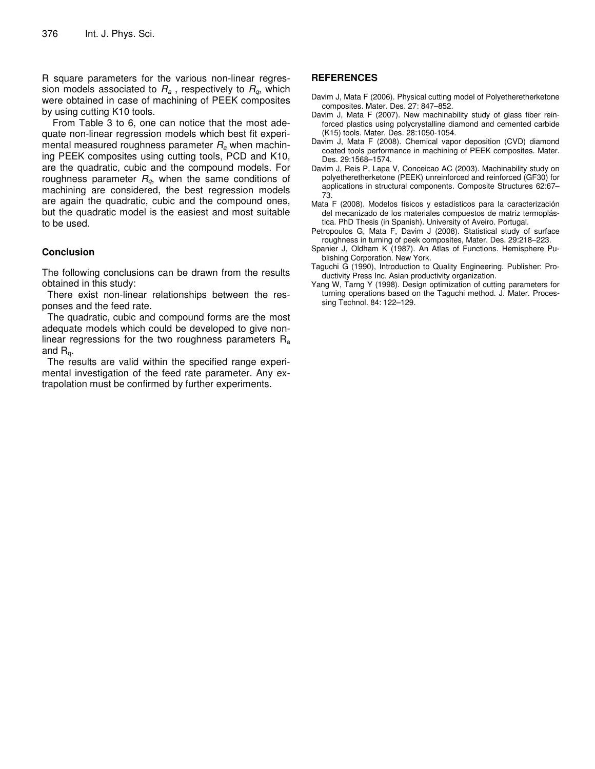R square parameters for the various non-linear regression models associated to $R_a$ , respectively to $R_q$, which were obtained in case of machining of PEEK composites by using cutting K10 tools.

From Table 3 to 6, one can notice that the most adequate non-linear regression models which best fit experimental measured roughness parameter $R_a$ when machining PEEK composites using cutting tools, PCD and K10, are the quadratic, cubic and the compound models. For roughness parameter $R_q$, when the same conditions of machining are considered, the best regression models are again the quadratic, cubic and the compound ones, but the quadratic model is the easiest and most suitable to be used.

## Conclusion

The following conclusions can be drawn from the results obtained in this study:

There exist non-linear relationships between the responses and the feed rate.

The quadratic, cubic and compound forms are the most adequate models which could be developed to give non-linear regressions for the two roughness parameters $R_a$ and $R_q$.

The results are valid within the specified range experimental investigation of the feed rate parameter. Any extrapolation must be confirmed by further experiments.

## REFERENCES

Davim J, Mata F (2006). Physical cutting model of Polyetheretherketone composites. Mater. Des. 27: 847–852.

Davim J, Mata F (2007). New machinability study of glass fiber reinforced plastics using polycrystalline diamond and cemented carbide (K15) tools. Mater. Des. 28:1050-1054.

Davim J, Mata F (2008). Chemical vapor deposition (CVD) diamond coated tools performance in machining of PEEK composites. Mater. Des. 29:1568–1574.

Davim J, Reis P, Lapa V, Conceicao AC (2003). Machinability study on polyetheretherketone (PEEK) unreinforced and reinforced (GF30) for applications in structural components. Composite Structures 62:67–73.

Mata F (2008). Modelos físicos y estadísticos para la caracterización del mecanizado de los materiales compuestos de matriz termoplástica. PhD Thesis (in Spanish). University of Aveiro. Portugal.

Petropoulos G, Mata F, Davim J (2008). Statistical study of surface roughness in turning of peek composites, Mater. Des. 29:218–223.

Spanier J, Oldham K (1987). An Atlas of Functions. Hemisphere Publishing Corporation. New York.

Taguchi G (1990), Introduction to Quality Engineering. Publisher: Productivity Press Inc. Asian productivity organization.

Yang W, Tarng Y (1998). Design optimization of cutting parameters for turning operations based on the Taguchi method. J. Mater. Processing Technol. 84: 122–129.